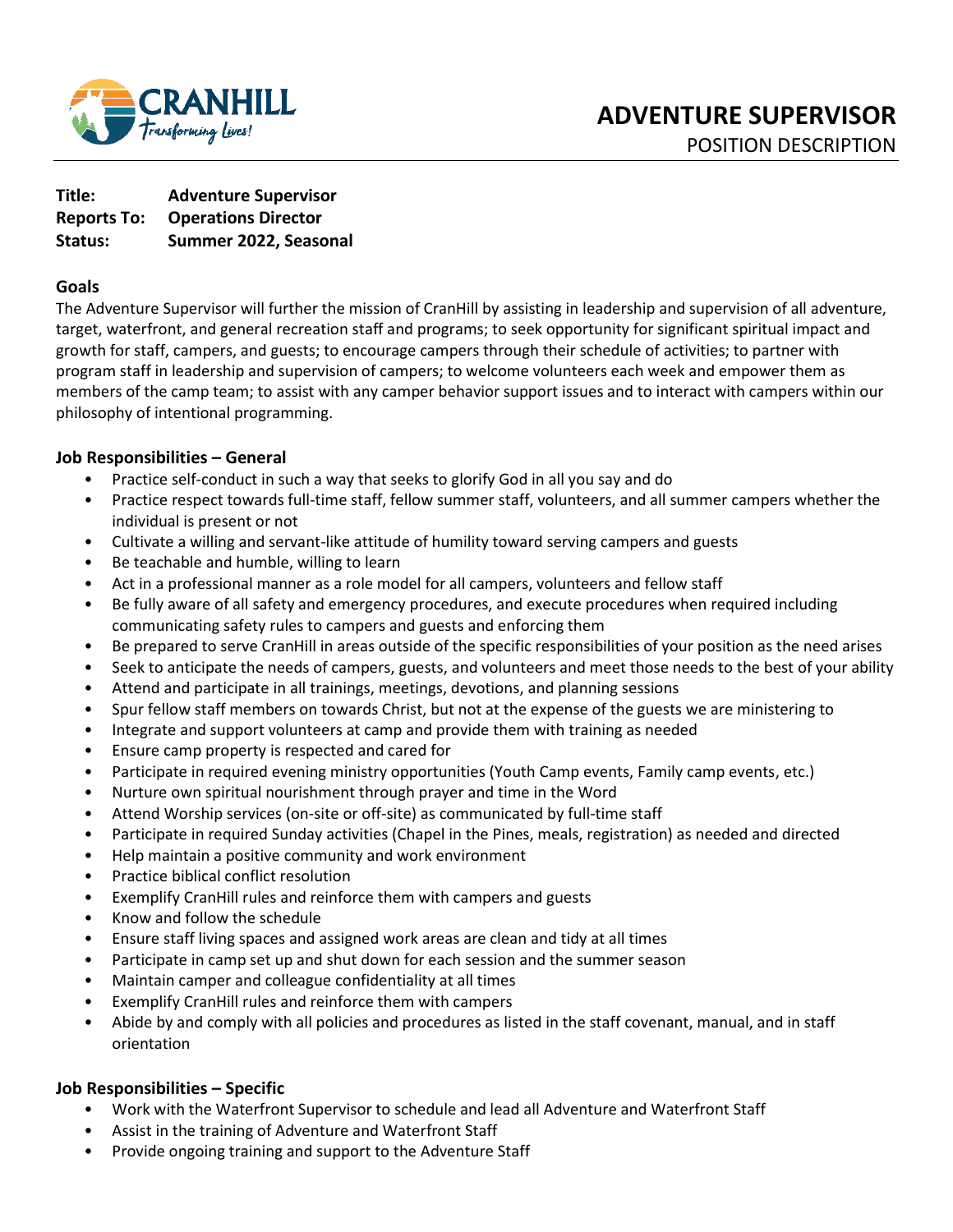# ADVENTURE SUPERVISOR

POSITION DESCRIPTION

**Title:** **Adventure Supervisor**
**Reports To:** **Operations Director**
**Status:** **Summer 2022, Seasonal**

## Goals

The Adventure Supervisor will further the mission of CranHill by assisting in leadership and supervision of all adventure, target, waterfront, and general recreation staff and programs; to seek opportunity for significant spiritual impact and growth for staff, campers, and guests; to encourage campers through their schedule of activities; to partner with program staff in leadership and supervision of campers; to welcome volunteers each week and empower them as members of the camp team; to assist with any camper behavior support issues and to interact with campers within our philosophy of intentional programming.

## Job Responsibilities – General

- Practice self-conduct in such a way that seeks to glorify God in all you say and do
- Practice respect towards full-time staff, fellow summer staff, volunteers, and all summer campers whether the individual is present or not
- Cultivate a willing and servant-like attitude of humility toward serving campers and guests
- Be teachable and humble, willing to learn
- Act in a professional manner as a role model for all campers, volunteers and fellow staff
- Be fully aware of all safety and emergency procedures, and execute procedures when required including communicating safety rules to campers and guests and enforcing them
- Be prepared to serve CranHill in areas outside of the specific responsibilities of your position as the need arises
- Seek to anticipate the needs of campers, guests, and volunteers and meet those needs to the best of your ability
- Attend and participate in all trainings, meetings, devotions, and planning sessions
- Spur fellow staff members on towards Christ, but not at the expense of the guests we are ministering to
- Integrate and support volunteers at camp and provide them with training as needed
- Ensure camp property is respected and cared for
- Participate in required evening ministry opportunities (Youth Camp events, Family camp events, etc.)
- Nurture own spiritual nourishment through prayer and time in the Word
- Attend Worship services (on-site or off-site) as communicated by full-time staff
- Participate in required Sunday activities (Chapel in the Pines, meals, registration) as needed and directed
- Help maintain a positive community and work environment
- Practice biblical conflict resolution
- Exemplify CranHill rules and reinforce them with campers and guests
- Know and follow the schedule
- Ensure staff living spaces and assigned work areas are clean and tidy at all times
- Participate in camp set up and shut down for each session and the summer season
- Maintain camper and colleague confidentiality at all times
- Exemplify CranHill rules and reinforce them with campers
- Abide by and comply with all policies and procedures as listed in the staff covenant, manual, and in staff orientation

## Job Responsibilities – Specific

- Work with the Waterfront Supervisor to schedule and lead all Adventure and Waterfront Staff
- Assist in the training of Adventure and Waterfront Staff
- Provide ongoing training and support to the Adventure Staff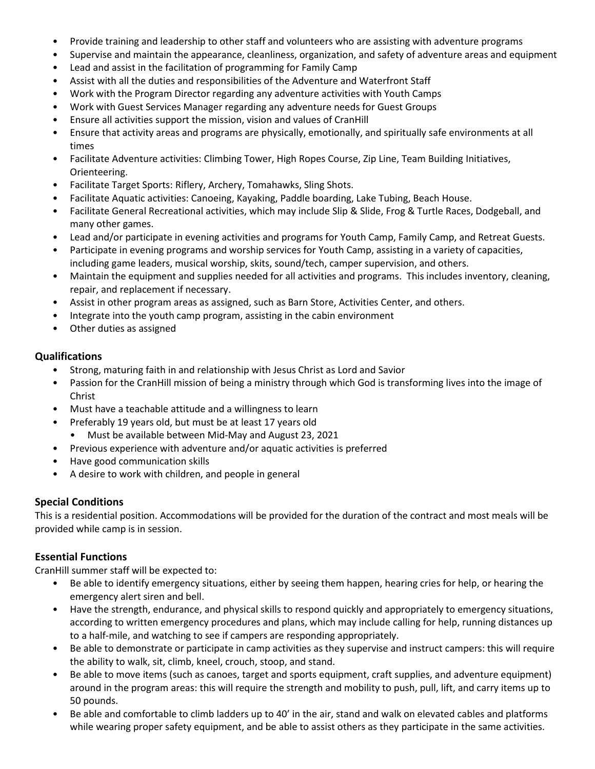- Provide training and leadership to other staff and volunteers who are assisting with adventure programs
- Supervise and maintain the appearance, cleanliness, organization, and safety of adventure areas and equipment
- Lead and assist in the facilitation of programming for Family Camp
- Assist with all the duties and responsibilities of the Adventure and Waterfront Staff
- Work with the Program Director regarding any adventure activities with Youth Camps
- Work with Guest Services Manager regarding any adventure needs for Guest Groups
- Ensure all activities support the mission, vision and values of CranHill
- Ensure that activity areas and programs are physically, emotionally, and spiritually safe environments at all times
- Facilitate Adventure activities: Climbing Tower, High Ropes Course, Zip Line, Team Building Initiatives, Orienteering.
- Facilitate Target Sports: Riflery, Archery, Tomahawks, Sling Shots.
- Facilitate Aquatic activities: Canoeing, Kayaking, Paddle boarding, Lake Tubing, Beach House.
- Facilitate General Recreational activities, which may include Slip & Slide, Frog & Turtle Races, Dodgeball, and many other games.
- Lead and/or participate in evening activities and programs for Youth Camp, Family Camp, and Retreat Guests.
- Participate in evening programs and worship services for Youth Camp, assisting in a variety of capacities, including game leaders, musical worship, skits, sound/tech, camper supervision, and others.
- Maintain the equipment and supplies needed for all activities and programs. This includes inventory, cleaning, repair, and replacement if necessary.
- Assist in other program areas as assigned, such as Barn Store, Activities Center, and others.
- Integrate into the youth camp program, assisting in the cabin environment
- Other duties as assigned

## Qualifications

- Strong, maturing faith in and relationship with Jesus Christ as Lord and Savior
- Passion for the CranHill mission of being a ministry through which God is transforming lives into the image of Christ
- Must have a teachable attitude and a willingness to learn
- Preferably 19 years old, but must be at least 17 years old
  - Must be available between Mid-May and August 23, 2021
- Previous experience with adventure and/or aquatic activities is preferred
- Have good communication skills
- A desire to work with children, and people in general

## Special Conditions

This is a residential position. Accommodations will be provided for the duration of the contract and most meals will be provided while camp is in session.

## Essential Functions

CranHill summer staff will be expected to:

- Be able to identify emergency situations, either by seeing them happen, hearing cries for help, or hearing the emergency alert siren and bell.
- Have the strength, endurance, and physical skills to respond quickly and appropriately to emergency situations, according to written emergency procedures and plans, which may include calling for help, running distances up to a half-mile, and watching to see if campers are responding appropriately.
- Be able to demonstrate or participate in camp activities as they supervise and instruct campers: this will require the ability to walk, sit, climb, kneel, crouch, stoop, and stand.
- Be able to move items (such as canoes, target and sports equipment, craft supplies, and adventure equipment) around in the program areas: this will require the strength and mobility to push, pull, lift, and carry items up to 50 pounds.
- Be able and comfortable to climb ladders up to 40' in the air, stand and walk on elevated cables and platforms while wearing proper safety equipment, and be able to assist others as they participate in the same activities.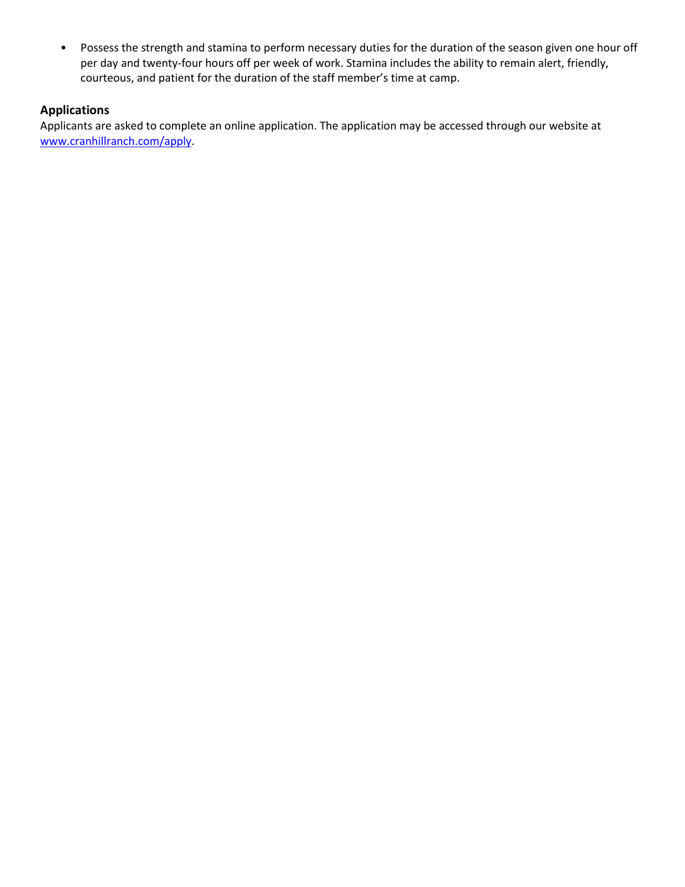- Possess the strength and stamina to perform necessary duties for the duration of the season given one hour off per day and twenty-four hours off per week of work. Stamina includes the ability to remain alert, friendly, courteous, and patient for the duration of the staff member's time at camp.

### Applications

Applicants are asked to complete an online application. The application may be accessed through our website at [www.cranhillranch.com/apply](http://www.cranhillranch.com/apply).